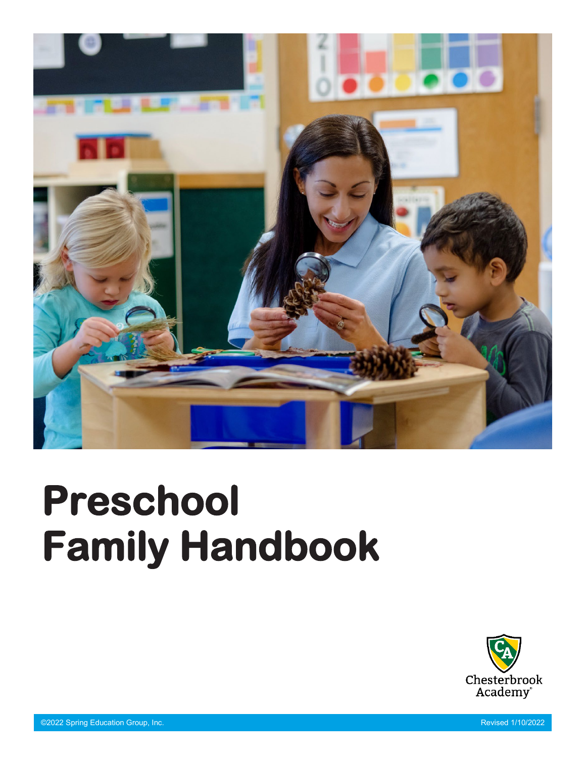# Preschool Family Handbook

Chesterbrook Academy®

©2022 Spring Education Group, Inc.

Revised 1/10/2022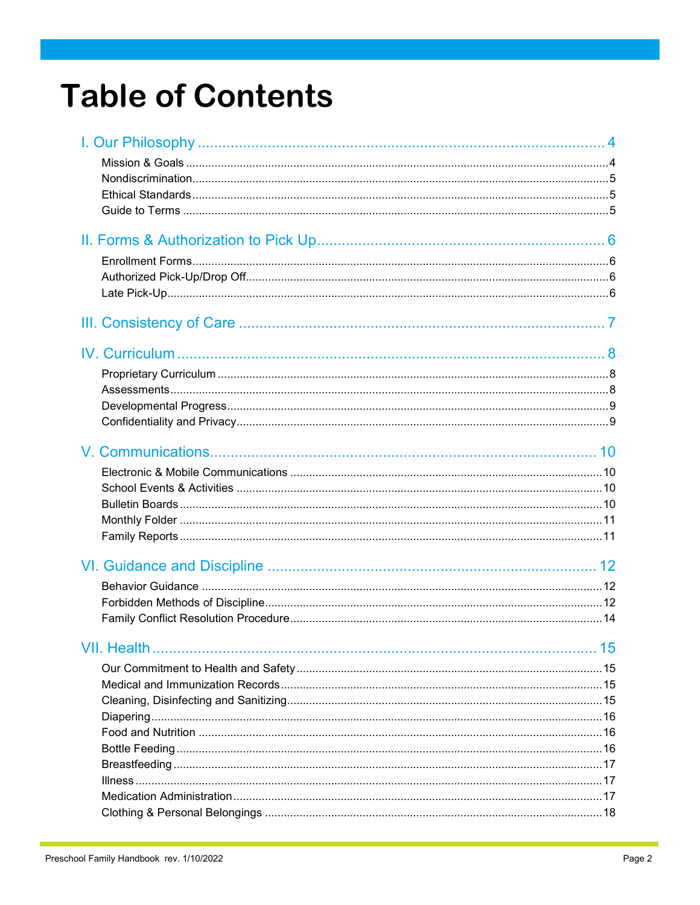# Table of Contents

I. Our Philosophy ..... 4
- Mission & Goals ..... 4
- Nondiscrimination ..... 5
- Ethical Standards ..... 5
- Guide to Terms ..... 5

II. Forms & Authorization to Pick Up ..... 6
- Enrollment Forms ..... 6
- Authorized Pick-Up/Drop Off ..... 6
- Late Pick-Up ..... 6

III. Consistency of Care ..... 7

IV. Curriculum ..... 8
- Proprietary Curriculum ..... 8
- Assessments ..... 8
- Developmental Progress ..... 9
- Confidentiality and Privacy ..... 9

V. Communications ..... 10
- Electronic & Mobile Communications ..... 10
- School Events & Activities ..... 10
- Bulletin Boards ..... 10
- Monthly Folder ..... 11
- Family Reports ..... 11

VI. Guidance and Discipline ..... 12
- Behavior Guidance ..... 12
- Forbidden Methods of Discipline ..... 12
- Family Conflict Resolution Procedure ..... 14

VII. Health ..... 15
- Our Commitment to Health and Safety ..... 15
- Medical and Immunization Records ..... 15
- Cleaning, Disinfecting and Sanitizing ..... 15
- Diapering ..... 16
- Food and Nutrition ..... 16
- Bottle Feeding ..... 16
- Breastfeeding ..... 17
- Illness ..... 17
- Medication Administration ..... 17
- Clothing & Personal Belongings ..... 18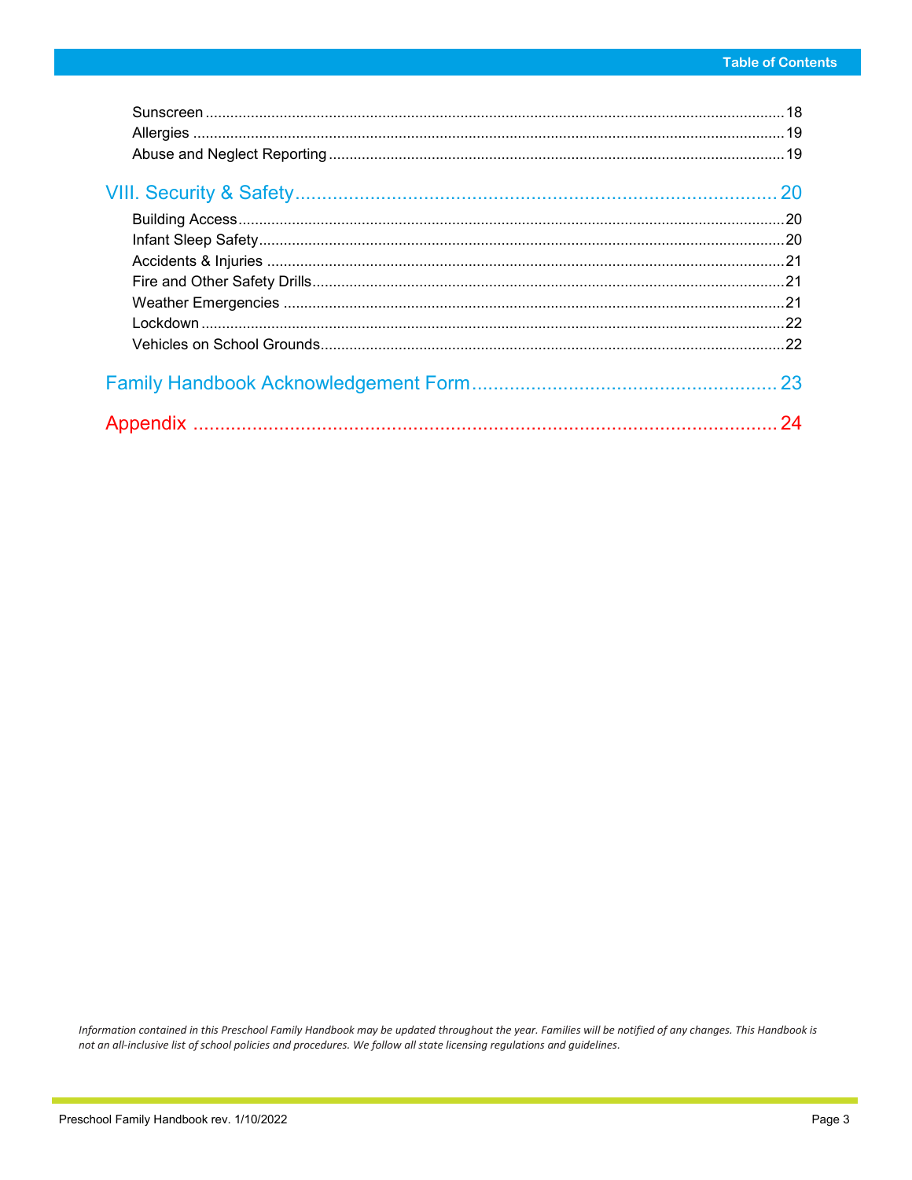Sunscreen ........................................................................................................................................18
Allergies ..........................................................................................................................................19
Abuse and Neglect Reporting ..........................................................................................................19

## VIII. Security & Safety ........................................................................ 20

Building Access ................................................................................................................................20
Infant Sleep Safety ...........................................................................................................................20
Accidents & Injuries .........................................................................................................................21
Fire and Other Safety Drills ..............................................................................................................21
Weather Emergencies ......................................................................................................................21
Lockdown .........................................................................................................................................22
Vehicles on School Grounds .............................................................................................................22

## Family Handbook Acknowledgement Form ......................................................... 23

## Appendix ............................................................................................ 24

*Information contained in this Preschool Family Handbook may be updated throughout the year. Families will be notified of any changes. This Handbook is not an all-inclusive list of school policies and procedures. We follow all state licensing regulations and guidelines.*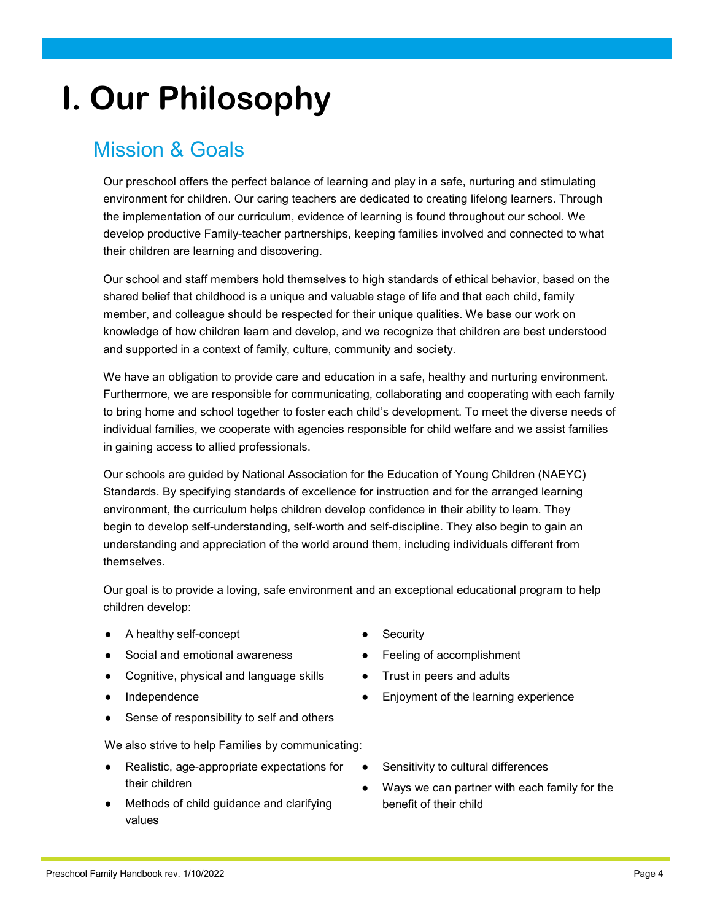# I. Our Philosophy

## Mission & Goals

Our preschool offers the perfect balance of learning and play in a safe, nurturing and stimulating environment for children. Our caring teachers are dedicated to creating lifelong learners. Through the implementation of our curriculum, evidence of learning is found throughout our school. We develop productive Family-teacher partnerships, keeping families involved and connected to what their children are learning and discovering.

Our school and staff members hold themselves to high standards of ethical behavior, based on the shared belief that childhood is a unique and valuable stage of life and that each child, family member, and colleague should be respected for their unique qualities. We base our work on knowledge of how children learn and develop, and we recognize that children are best understood and supported in a context of family, culture, community and society.

We have an obligation to provide care and education in a safe, healthy and nurturing environment. Furthermore, we are responsible for communicating, collaborating and cooperating with each family to bring home and school together to foster each child's development. To meet the diverse needs of individual families, we cooperate with agencies responsible for child welfare and we assist families in gaining access to allied professionals.

Our schools are guided by National Association for the Education of Young Children (NAEYC) Standards. By specifying standards of excellence for instruction and for the arranged learning environment, the curriculum helps children develop confidence in their ability to learn. They begin to develop self-understanding, self-worth and self-discipline. They also begin to gain an understanding and appreciation of the world around them, including individuals different from themselves.

Our goal is to provide a loving, safe environment and an exceptional educational program to help children develop:

- A healthy self-concept
- Social and emotional awareness
- Cognitive, physical and language skills
- Independence
- Sense of responsibility to self and others
- Security
- Feeling of accomplishment
- Trust in peers and adults
- Enjoyment of the learning experience

We also strive to help Families by communicating:

- Realistic, age-appropriate expectations for their children
- Methods of child guidance and clarifying values
- Sensitivity to cultural differences
- Ways we can partner with each family for the benefit of their child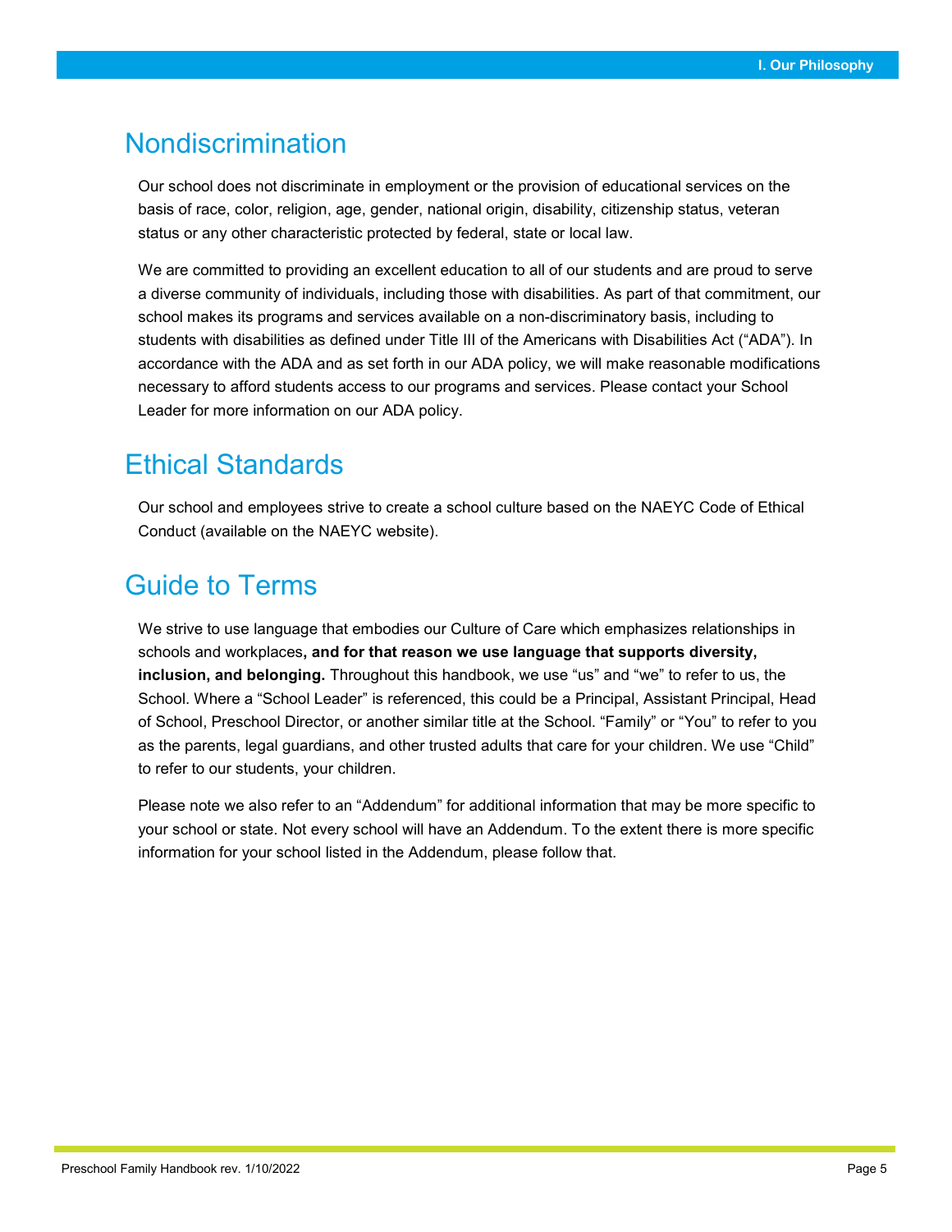## Nondiscrimination

Our school does not discriminate in employment or the provision of educational services on the basis of race, color, religion, age, gender, national origin, disability, citizenship status, veteran status or any other characteristic protected by federal, state or local law.

We are committed to providing an excellent education to all of our students and are proud to serve a diverse community of individuals, including those with disabilities. As part of that commitment, our school makes its programs and services available on a non-discriminatory basis, including to students with disabilities as defined under Title III of the Americans with Disabilities Act ("ADA"). In accordance with the ADA and as set forth in our ADA policy, we will make reasonable modifications necessary to afford students access to our programs and services. Please contact your School Leader for more information on our ADA policy.

## Ethical Standards

Our school and employees strive to create a school culture based on the NAEYC Code of Ethical Conduct (available on the NAEYC website).

## Guide to Terms

We strive to use language that embodies our Culture of Care which emphasizes relationships in schools and workplaces**, and for that reason we use language that supports diversity, inclusion, and belonging.** Throughout this handbook, we use "us" and "we" to refer to us, the School. Where a "School Leader" is referenced, this could be a Principal, Assistant Principal, Head of School, Preschool Director, or another similar title at the School. "Family" or "You" to refer to you as the parents, legal guardians, and other trusted adults that care for your children. We use "Child" to refer to our students, your children.

Please note we also refer to an "Addendum" for additional information that may be more specific to your school or state. Not every school will have an Addendum. To the extent there is more specific information for your school listed in the Addendum, please follow that.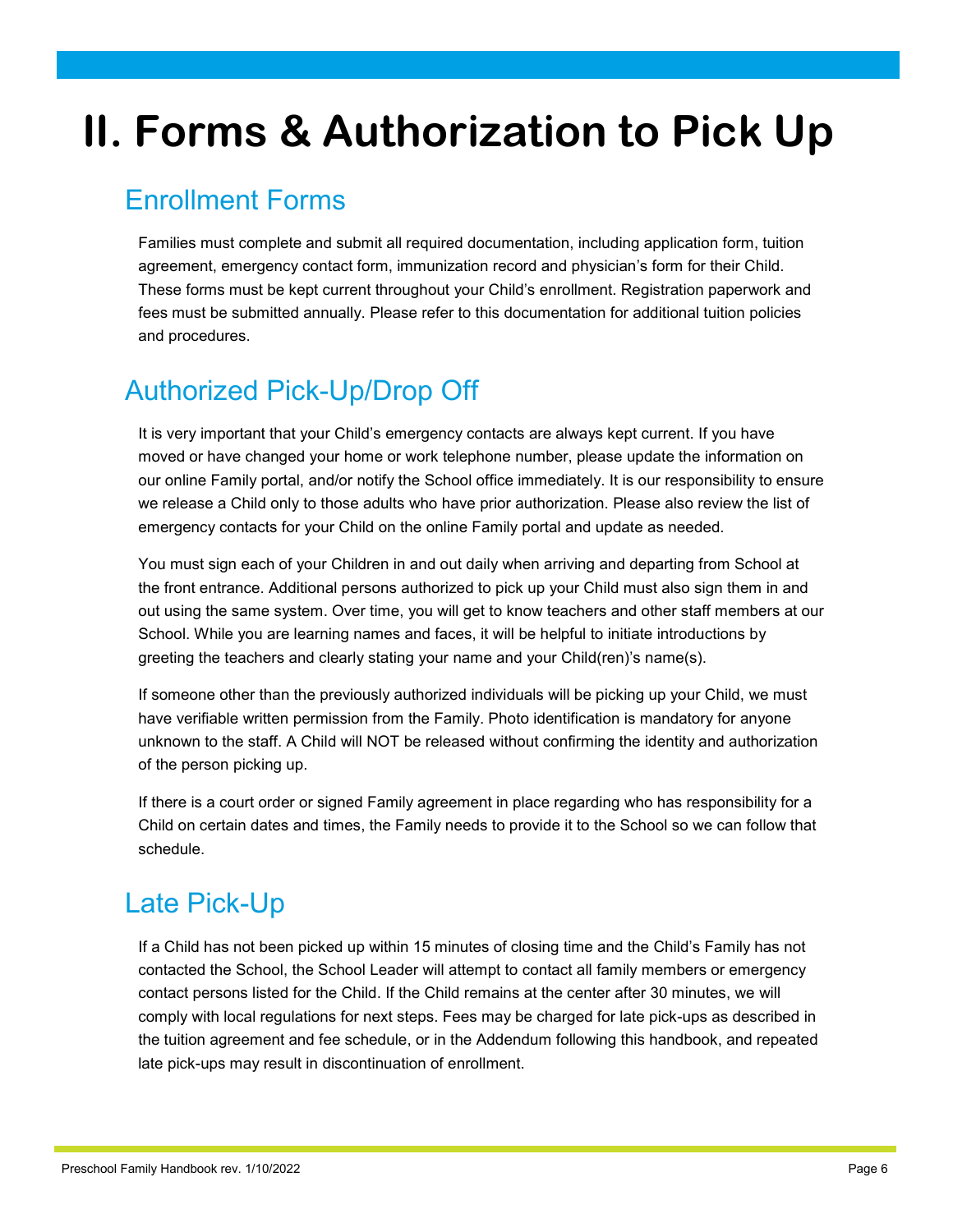# II. Forms & Authorization to Pick Up

## Enrollment Forms

Families must complete and submit all required documentation, including application form, tuition agreement, emergency contact form, immunization record and physician's form for their Child. These forms must be kept current throughout your Child's enrollment. Registration paperwork and fees must be submitted annually. Please refer to this documentation for additional tuition policies and procedures.

## Authorized Pick-Up/Drop Off

It is very important that your Child's emergency contacts are always kept current. If you have moved or have changed your home or work telephone number, please update the information on our online Family portal, and/or notify the School office immediately. It is our responsibility to ensure we release a Child only to those adults who have prior authorization. Please also review the list of emergency contacts for your Child on the online Family portal and update as needed.

You must sign each of your Children in and out daily when arriving and departing from School at the front entrance. Additional persons authorized to pick up your Child must also sign them in and out using the same system. Over time, you will get to know teachers and other staff members at our School. While you are learning names and faces, it will be helpful to initiate introductions by greeting the teachers and clearly stating your name and your Child(ren)'s name(s).

If someone other than the previously authorized individuals will be picking up your Child, we must have verifiable written permission from the Family. Photo identification is mandatory for anyone unknown to the staff. A Child will NOT be released without confirming the identity and authorization of the person picking up.

If there is a court order or signed Family agreement in place regarding who has responsibility for a Child on certain dates and times, the Family needs to provide it to the School so we can follow that schedule.

## Late Pick-Up

If a Child has not been picked up within 15 minutes of closing time and the Child's Family has not contacted the School, the School Leader will attempt to contact all family members or emergency contact persons listed for the Child. If the Child remains at the center after 30 minutes, we will comply with local regulations for next steps. Fees may be charged for late pick-ups as described in the tuition agreement and fee schedule, or in the Addendum following this handbook, and repeated late pick-ups may result in discontinuation of enrollment.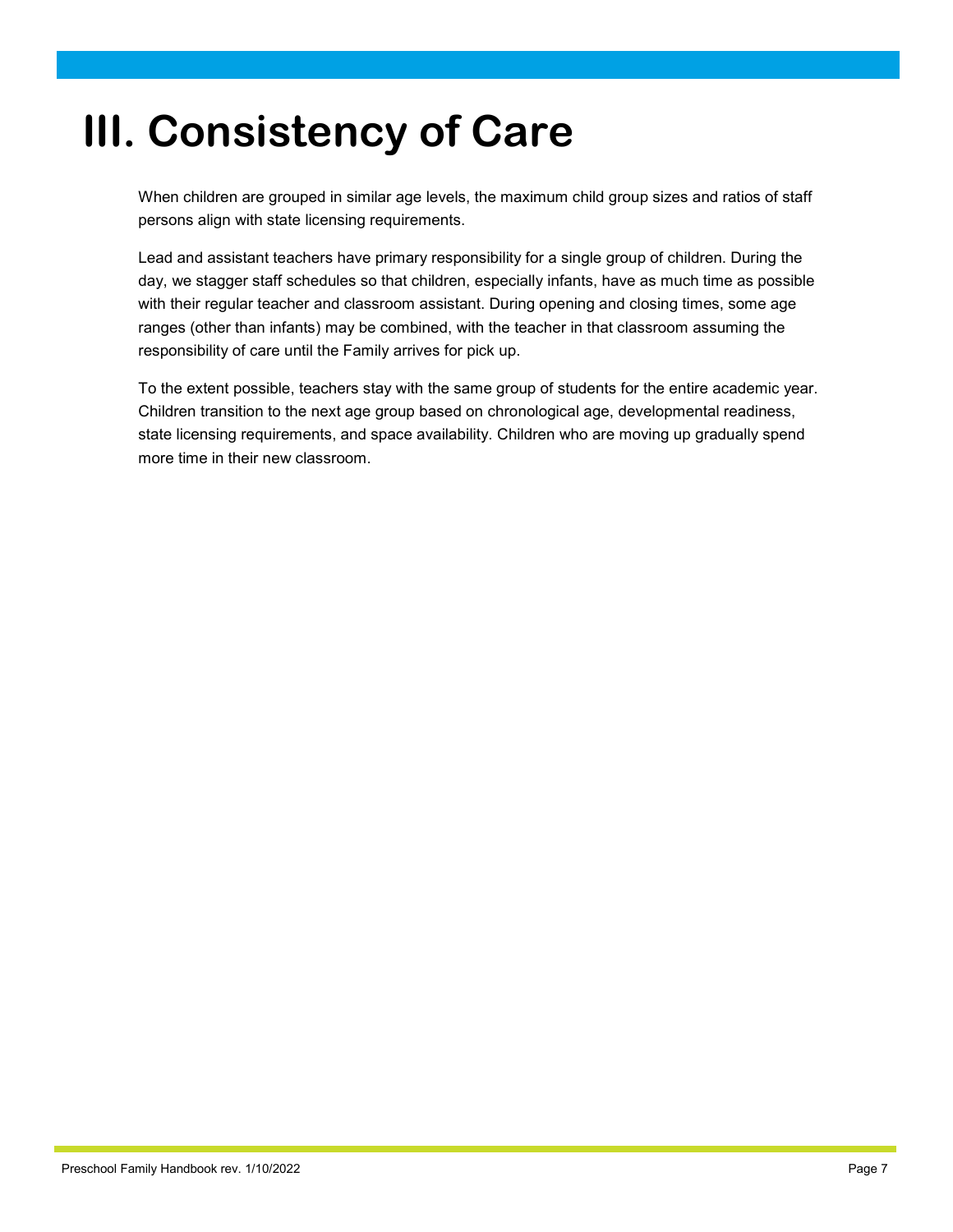# III. Consistency of Care

When children are grouped in similar age levels, the maximum child group sizes and ratios of staff persons align with state licensing requirements.

Lead and assistant teachers have primary responsibility for a single group of children. During the day, we stagger staff schedules so that children, especially infants, have as much time as possible with their regular teacher and classroom assistant. During opening and closing times, some age ranges (other than infants) may be combined, with the teacher in that classroom assuming the responsibility of care until the Family arrives for pick up.

To the extent possible, teachers stay with the same group of students for the entire academic year. Children transition to the next age group based on chronological age, developmental readiness, state licensing requirements, and space availability. Children who are moving up gradually spend more time in their new classroom.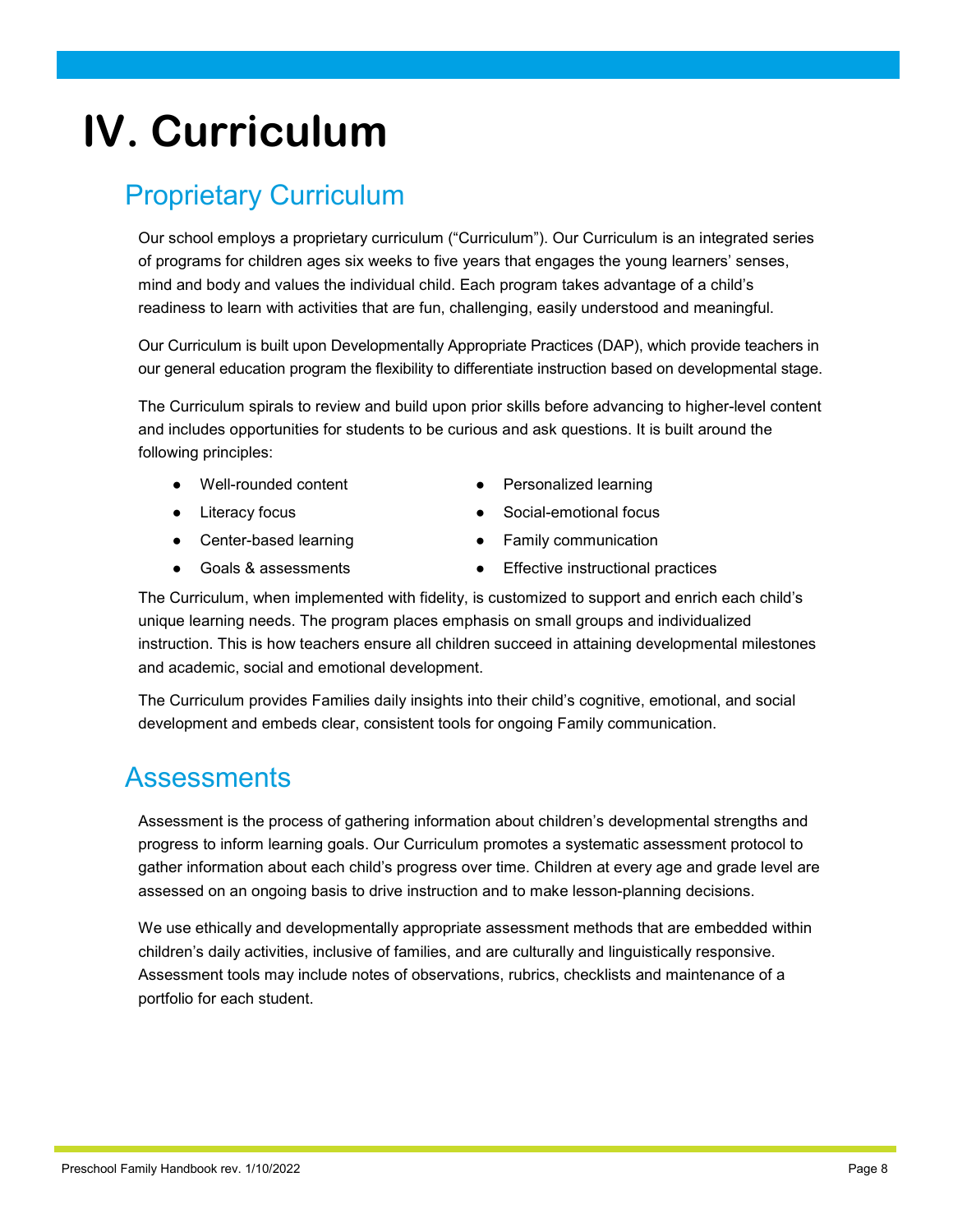# IV. Curriculum

## Proprietary Curriculum

Our school employs a proprietary curriculum ("Curriculum"). Our Curriculum is an integrated series of programs for children ages six weeks to five years that engages the young learners' senses, mind and body and values the individual child. Each program takes advantage of a child's readiness to learn with activities that are fun, challenging, easily understood and meaningful.

Our Curriculum is built upon Developmentally Appropriate Practices (DAP), which provide teachers in our general education program the flexibility to differentiate instruction based on developmental stage.

The Curriculum spirals to review and build upon prior skills before advancing to higher-level content and includes opportunities for students to be curious and ask questions. It is built around the following principles:

- Well-rounded content
- Literacy focus
- Center-based learning
- Goals & assessments
- Personalized learning
- Social-emotional focus
- Family communication
- Effective instructional practices

The Curriculum, when implemented with fidelity, is customized to support and enrich each child's unique learning needs. The program places emphasis on small groups and individualized instruction. This is how teachers ensure all children succeed in attaining developmental milestones and academic, social and emotional development.

The Curriculum provides Families daily insights into their child's cognitive, emotional, and social development and embeds clear, consistent tools for ongoing Family communication.

## Assessments

Assessment is the process of gathering information about children's developmental strengths and progress to inform learning goals. Our Curriculum promotes a systematic assessment protocol to gather information about each child's progress over time. Children at every age and grade level are assessed on an ongoing basis to drive instruction and to make lesson-planning decisions.

We use ethically and developmentally appropriate assessment methods that are embedded within children's daily activities, inclusive of families, and are culturally and linguistically responsive. Assessment tools may include notes of observations, rubrics, checklists and maintenance of a portfolio for each student.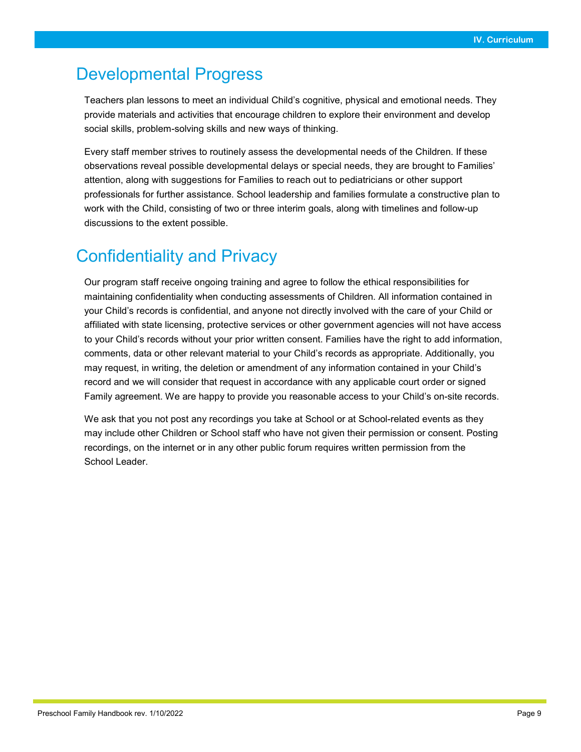## Developmental Progress

Teachers plan lessons to meet an individual Child's cognitive, physical and emotional needs. They provide materials and activities that encourage children to explore their environment and develop social skills, problem-solving skills and new ways of thinking.

Every staff member strives to routinely assess the developmental needs of the Children. If these observations reveal possible developmental delays or special needs, they are brought to Families' attention, along with suggestions for Families to reach out to pediatricians or other support professionals for further assistance. School leadership and families formulate a constructive plan to work with the Child, consisting of two or three interim goals, along with timelines and follow-up discussions to the extent possible.

## Confidentiality and Privacy

Our program staff receive ongoing training and agree to follow the ethical responsibilities for maintaining confidentiality when conducting assessments of Children. All information contained in your Child's records is confidential, and anyone not directly involved with the care of your Child or affiliated with state licensing, protective services or other government agencies will not have access to your Child's records without your prior written consent. Families have the right to add information, comments, data or other relevant material to your Child's records as appropriate. Additionally, you may request, in writing, the deletion or amendment of any information contained in your Child's record and we will consider that request in accordance with any applicable court order or signed Family agreement. We are happy to provide you reasonable access to your Child's on-site records.

We ask that you not post any recordings you take at School or at School-related events as they may include other Children or School staff who have not given their permission or consent. Posting recordings, on the internet or in any other public forum requires written permission from the School Leader.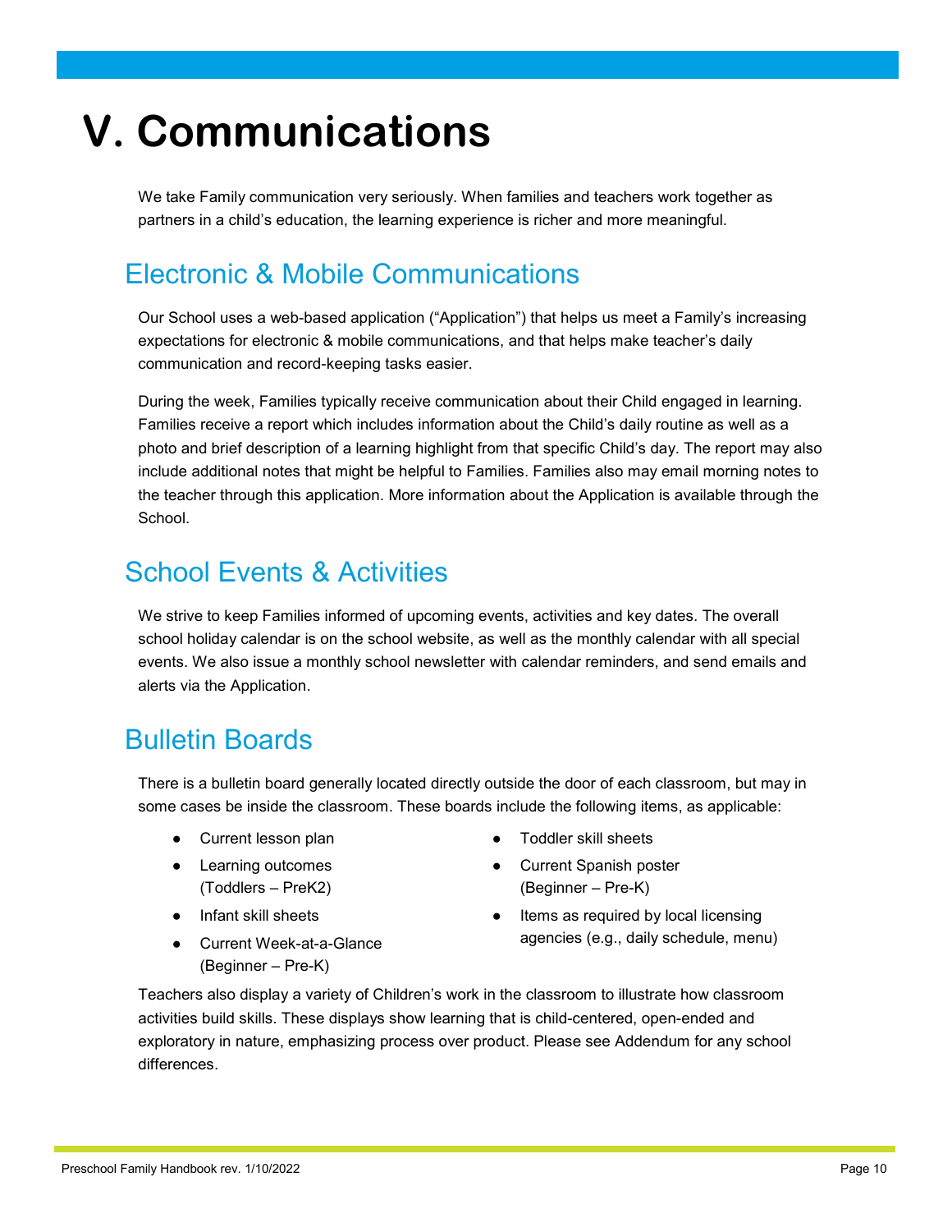# V. Communications

We take Family communication very seriously. When families and teachers work together as partners in a child's education, the learning experience is richer and more meaningful.

## Electronic & Mobile Communications

Our School uses a web-based application ("Application") that helps us meet a Family's increasing expectations for electronic & mobile communications, and that helps make teacher's daily communication and record-keeping tasks easier.

During the week, Families typically receive communication about their Child engaged in learning. Families receive a report which includes information about the Child's daily routine as well as a photo and brief description of a learning highlight from that specific Child's day. The report may also include additional notes that might be helpful to Families. Families also may email morning notes to the teacher through this application. More information about the Application is available through the School.

## School Events & Activities

We strive to keep Families informed of upcoming events, activities and key dates. The overall school holiday calendar is on the school website, as well as the monthly calendar with all special events. We also issue a monthly school newsletter with calendar reminders, and send emails and alerts via the Application.

## Bulletin Boards

There is a bulletin board generally located directly outside the door of each classroom, but may in some cases be inside the classroom. These boards include the following items, as applicable:

- Current lesson plan
- Learning outcomes (Toddlers – PreK2)
- Infant skill sheets
- Current Week-at-a-Glance (Beginner – Pre-K)
- Toddler skill sheets
- Current Spanish poster (Beginner – Pre-K)
- Items as required by local licensing agencies (e.g., daily schedule, menu)

Teachers also display a variety of Children's work in the classroom to illustrate how classroom activities build skills. These displays show learning that is child-centered, open-ended and exploratory in nature, emphasizing process over product. Please see Addendum for any school differences.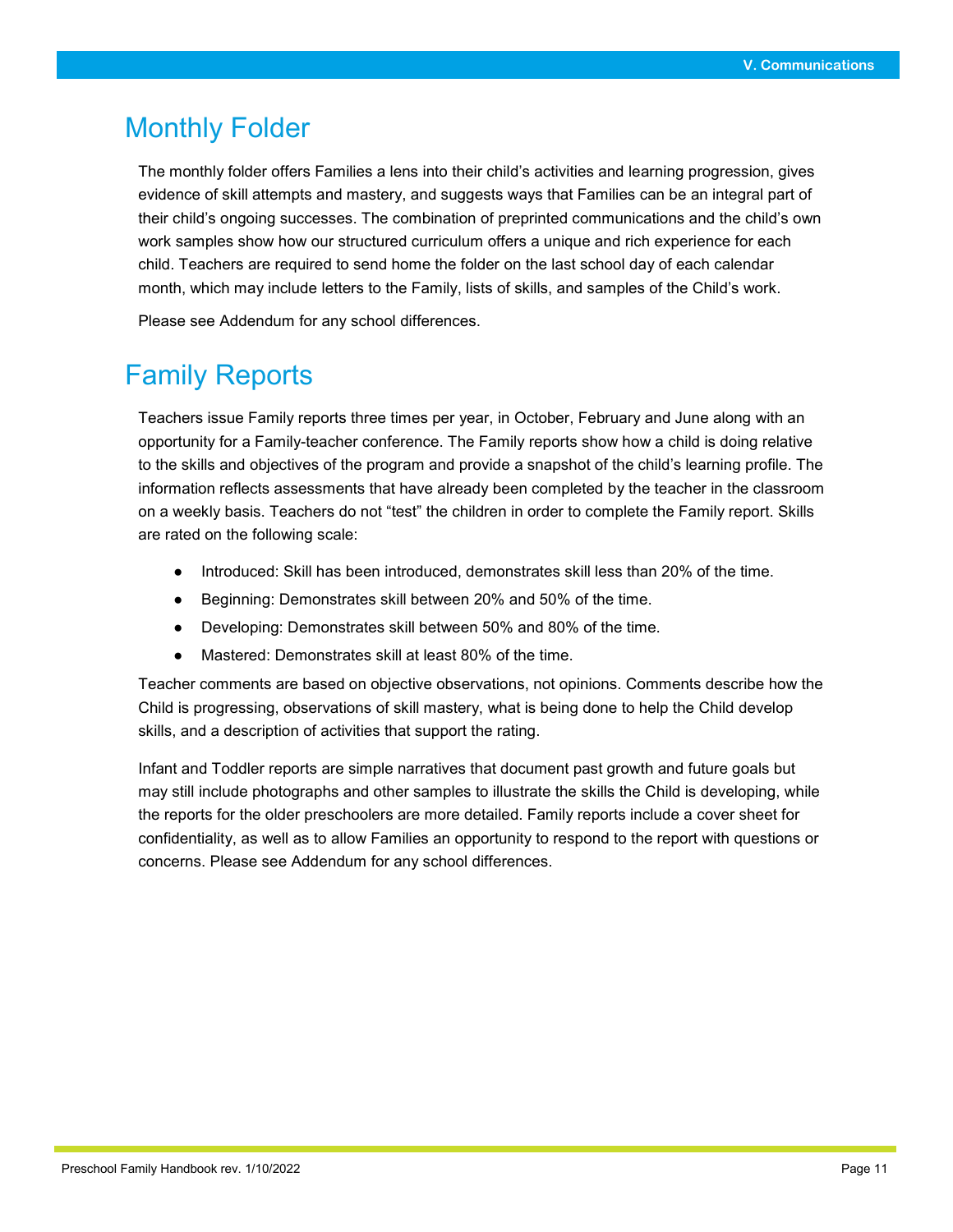## Monthly Folder

The monthly folder offers Families a lens into their child's activities and learning progression, gives evidence of skill attempts and mastery, and suggests ways that Families can be an integral part of their child's ongoing successes. The combination of preprinted communications and the child's own work samples show how our structured curriculum offers a unique and rich experience for each child. Teachers are required to send home the folder on the last school day of each calendar month, which may include letters to the Family, lists of skills, and samples of the Child's work.

Please see Addendum for any school differences.

## Family Reports

Teachers issue Family reports three times per year, in October, February and June along with an opportunity for a Family-teacher conference. The Family reports show how a child is doing relative to the skills and objectives of the program and provide a snapshot of the child's learning profile. The information reflects assessments that have already been completed by the teacher in the classroom on a weekly basis. Teachers do not "test" the children in order to complete the Family report. Skills are rated on the following scale:

- Introduced: Skill has been introduced, demonstrates skill less than 20% of the time.
- Beginning: Demonstrates skill between 20% and 50% of the time.
- Developing: Demonstrates skill between 50% and 80% of the time.
- Mastered: Demonstrates skill at least 80% of the time.

Teacher comments are based on objective observations, not opinions. Comments describe how the Child is progressing, observations of skill mastery, what is being done to help the Child develop skills, and a description of activities that support the rating.

Infant and Toddler reports are simple narratives that document past growth and future goals but may still include photographs and other samples to illustrate the skills the Child is developing, while the reports for the older preschoolers are more detailed. Family reports include a cover sheet for confidentiality, as well as to allow Families an opportunity to respond to the report with questions or concerns. Please see Addendum for any school differences.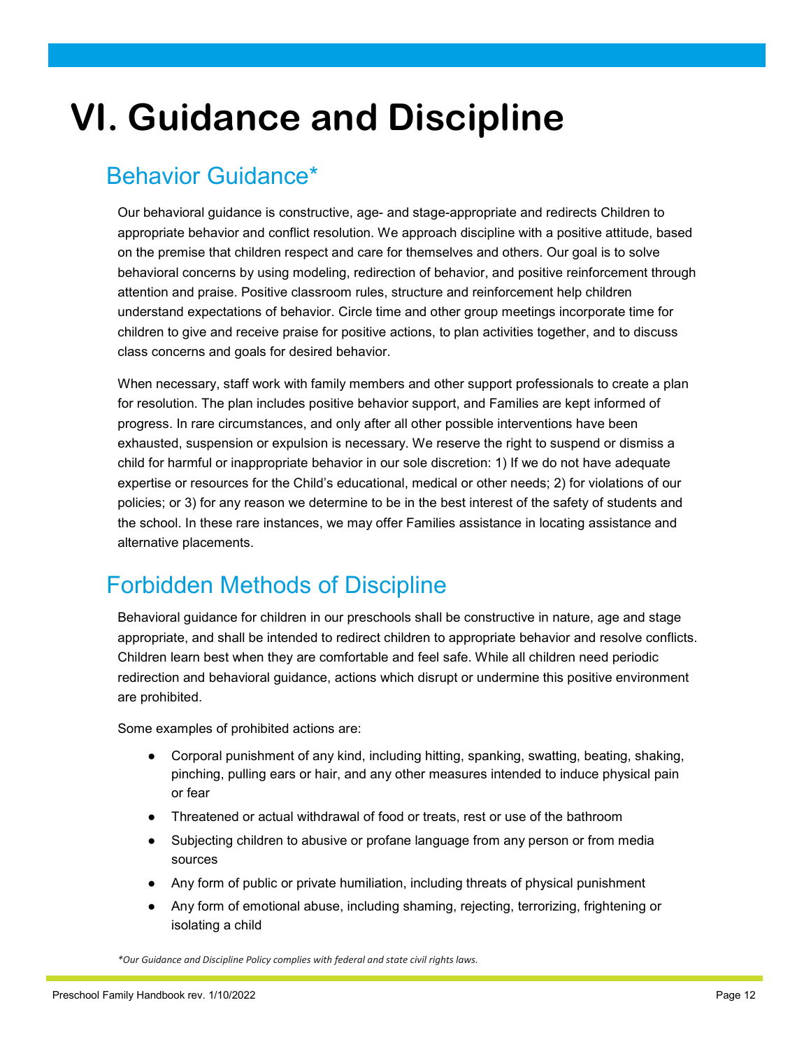# VI. Guidance and Discipline

## Behavior Guidance*

Our behavioral guidance is constructive, age- and stage-appropriate and redirects Children to appropriate behavior and conflict resolution. We approach discipline with a positive attitude, based on the premise that children respect and care for themselves and others. Our goal is to solve behavioral concerns by using modeling, redirection of behavior, and positive reinforcement through attention and praise. Positive classroom rules, structure and reinforcement help children understand expectations of behavior. Circle time and other group meetings incorporate time for children to give and receive praise for positive actions, to plan activities together, and to discuss class concerns and goals for desired behavior.

When necessary, staff work with family members and other support professionals to create a plan for resolution. The plan includes positive behavior support, and Families are kept informed of progress. In rare circumstances, and only after all other possible interventions have been exhausted, suspension or expulsion is necessary. We reserve the right to suspend or dismiss a child for harmful or inappropriate behavior in our sole discretion: 1) If we do not have adequate expertise or resources for the Child's educational, medical or other needs; 2) for violations of our policies; or 3) for any reason we determine to be in the best interest of the safety of students and the school. In these rare instances, we may offer Families assistance in locating assistance and alternative placements.

## Forbidden Methods of Discipline

Behavioral guidance for children in our preschools shall be constructive in nature, age and stage appropriate, and shall be intended to redirect children to appropriate behavior and resolve conflicts. Children learn best when they are comfortable and feel safe. While all children need periodic redirection and behavioral guidance, actions which disrupt or undermine this positive environment are prohibited.

Some examples of prohibited actions are:

- Corporal punishment of any kind, including hitting, spanking, swatting, beating, shaking, pinching, pulling ears or hair, and any other measures intended to induce physical pain or fear
- Threatened or actual withdrawal of food or treats, rest or use of the bathroom
- Subjecting children to abusive or profane language from any person or from media sources
- Any form of public or private humiliation, including threats of physical punishment
- Any form of emotional abuse, including shaming, rejecting, terrorizing, frightening or isolating a child

*\*Our Guidance and Discipline Policy complies with federal and state civil rights laws.*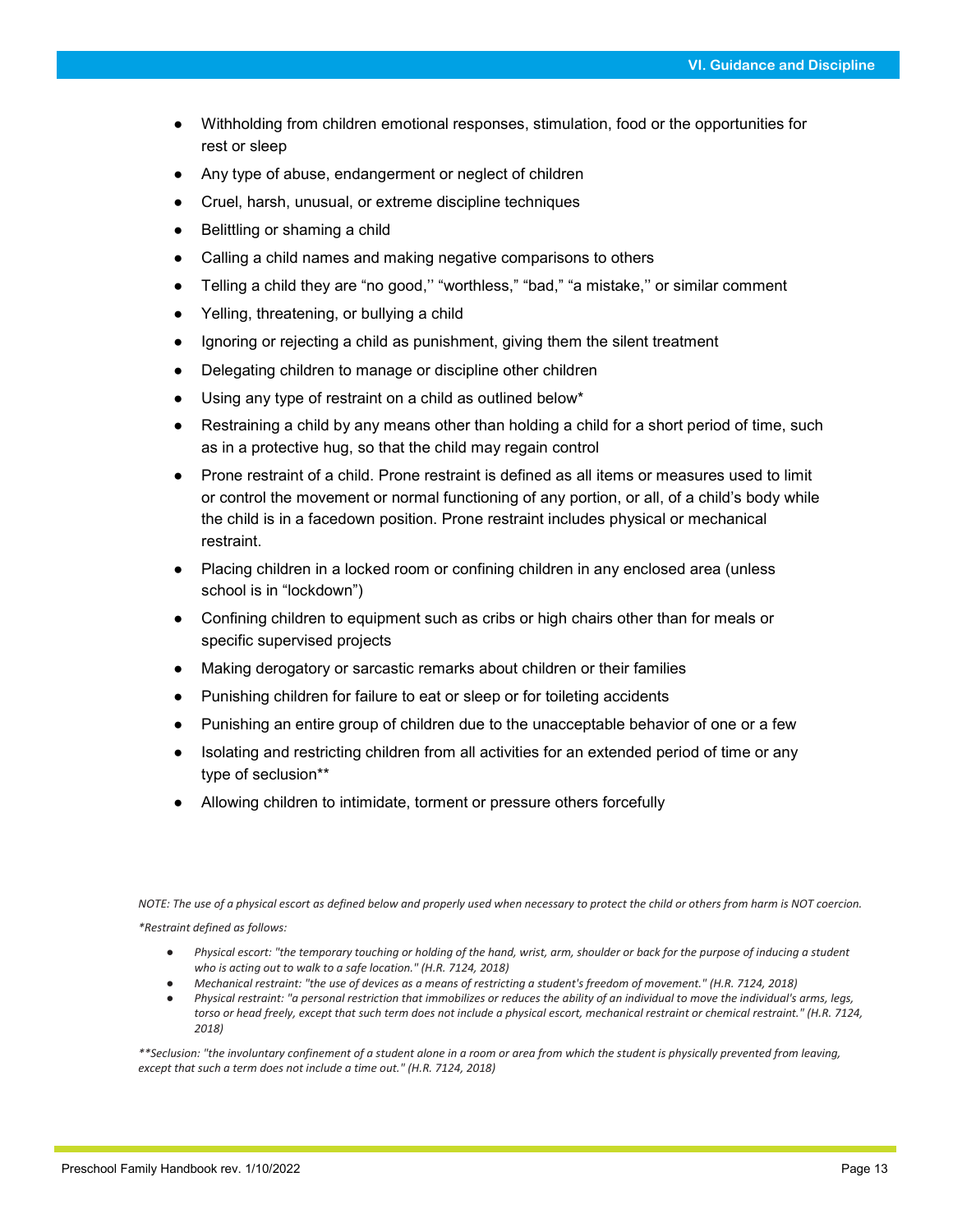- Withholding from children emotional responses, stimulation, food or the opportunities for rest or sleep
- Any type of abuse, endangerment or neglect of children
- Cruel, harsh, unusual, or extreme discipline techniques
- Belittling or shaming a child
- Calling a child names and making negative comparisons to others
- Telling a child they are “no good,’’ “worthless,” “bad,” “a mistake,’’ or similar comment
- Yelling, threatening, or bullying a child
- Ignoring or rejecting a child as punishment, giving them the silent treatment
- Delegating children to manage or discipline other children
- Using any type of restraint on a child as outlined below*
- Restraining a child by any means other than holding a child for a short period of time, such as in a protective hug, so that the child may regain control
- Prone restraint of a child. Prone restraint is defined as all items or measures used to limit or control the movement or normal functioning of any portion, or all, of a child’s body while the child is in a facedown position. Prone restraint includes physical or mechanical restraint.
- Placing children in a locked room or confining children in any enclosed area (unless school is in “lockdown”)
- Confining children to equipment such as cribs or high chairs other than for meals or specific supervised projects
- Making derogatory or sarcastic remarks about children or their families
- Punishing children for failure to eat or sleep or for toileting accidents
- Punishing an entire group of children due to the unacceptable behavior of one or a few
- Isolating and restricting children from all activities for an extended period of time or any type of seclusion**
- Allowing children to intimidate, torment or pressure others forcefully

*NOTE: The use of a physical escort as defined below and properly used when necessary to protect the child or others from harm is NOT coercion.*

**Restraint defined as follows:*

- *Physical escort: "the temporary touching or holding of the hand, wrist, arm, shoulder or back for the purpose of inducing a student who is acting out to walk to a safe location." (H.R. 7124, 2018)*
- *Mechanical restraint: "the use of devices as a means of restricting a student's freedom of movement." (H.R. 7124, 2018)*
- *Physical restraint: "a personal restriction that immobilizes or reduces the ability of an individual to move the individual's arms, legs, torso or head freely, except that such term does not include a physical escort, mechanical restraint or chemical restraint." (H.R. 7124, 2018)*

***Seclusion: "the involuntary confinement of a student alone in a room or area from which the student is physically prevented from leaving, except that such a term does not include a time out." (H.R. 7124, 2018)*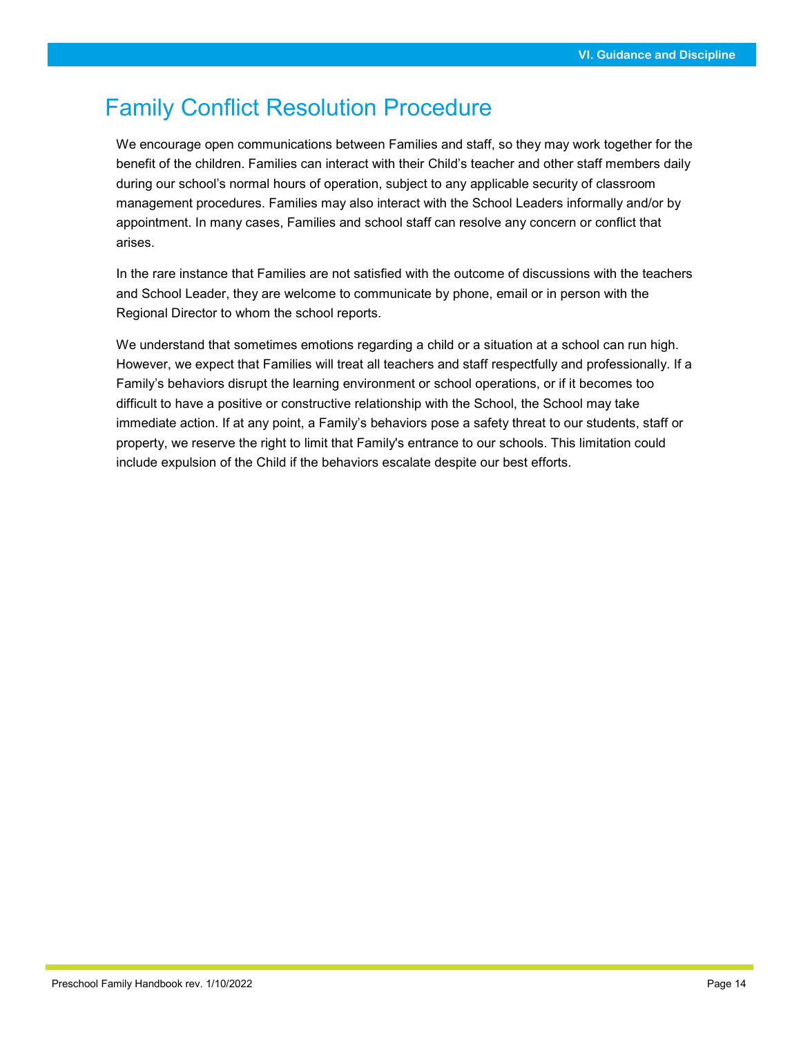# Family Conflict Resolution Procedure

We encourage open communications between Families and staff, so they may work together for the benefit of the children. Families can interact with their Child's teacher and other staff members daily during our school's normal hours of operation, subject to any applicable security of classroom management procedures. Families may also interact with the School Leaders informally and/or by appointment. In many cases, Families and school staff can resolve any concern or conflict that arises.

In the rare instance that Families are not satisfied with the outcome of discussions with the teachers and School Leader, they are welcome to communicate by phone, email or in person with the Regional Director to whom the school reports.

We understand that sometimes emotions regarding a child or a situation at a school can run high. However, we expect that Families will treat all teachers and staff respectfully and professionally. If a Family's behaviors disrupt the learning environment or school operations, or if it becomes too difficult to have a positive or constructive relationship with the School, the School may take immediate action. If at any point, a Family's behaviors pose a safety threat to our students, staff or property, we reserve the right to limit that Family's entrance to our schools. This limitation could include expulsion of the Child if the behaviors escalate despite our best efforts.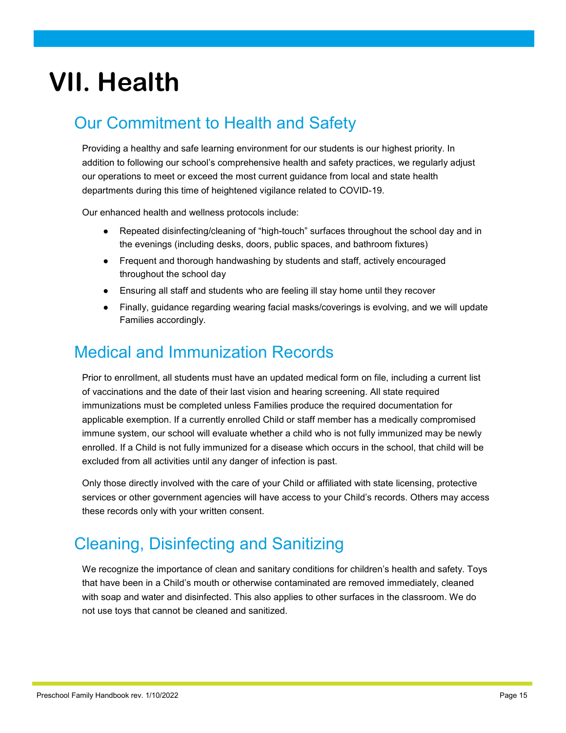# VII. Health

## Our Commitment to Health and Safety

Providing a healthy and safe learning environment for our students is our highest priority. In addition to following our school's comprehensive health and safety practices, we regularly adjust our operations to meet or exceed the most current guidance from local and state health departments during this time of heightened vigilance related to COVID-19.

Our enhanced health and wellness protocols include:

- Repeated disinfecting/cleaning of "high-touch" surfaces throughout the school day and in the evenings (including desks, doors, public spaces, and bathroom fixtures)
- Frequent and thorough handwashing by students and staff, actively encouraged throughout the school day
- Ensuring all staff and students who are feeling ill stay home until they recover
- Finally, guidance regarding wearing facial masks/coverings is evolving, and we will update Families accordingly.

## Medical and Immunization Records

Prior to enrollment, all students must have an updated medical form on file, including a current list of vaccinations and the date of their last vision and hearing screening. All state required immunizations must be completed unless Families produce the required documentation for applicable exemption. If a currently enrolled Child or staff member has a medically compromised immune system, our school will evaluate whether a child who is not fully immunized may be newly enrolled. If a Child is not fully immunized for a disease which occurs in the school, that child will be excluded from all activities until any danger of infection is past.

Only those directly involved with the care of your Child or affiliated with state licensing, protective services or other government agencies will have access to your Child's records. Others may access these records only with your written consent.

## Cleaning, Disinfecting and Sanitizing

We recognize the importance of clean and sanitary conditions for children's health and safety. Toys that have been in a Child's mouth or otherwise contaminated are removed immediately, cleaned with soap and water and disinfected. This also applies to other surfaces in the classroom. We do not use toys that cannot be cleaned and sanitized.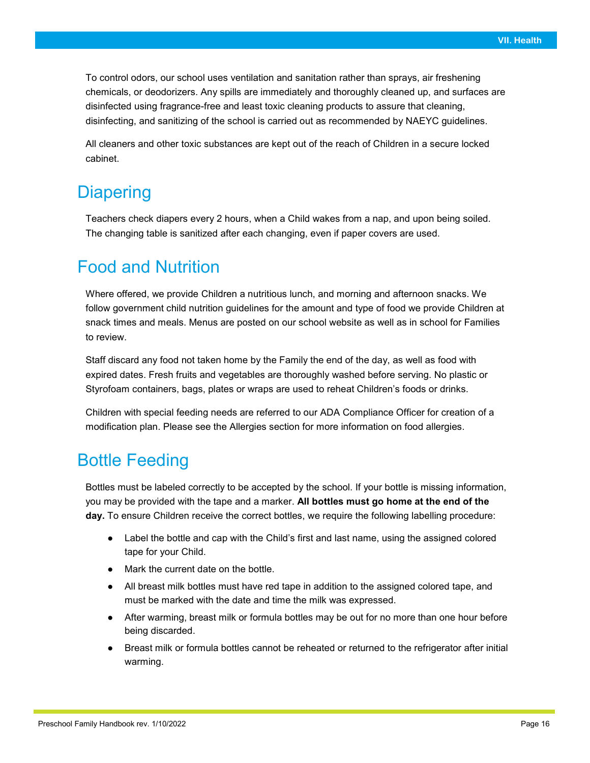To control odors, our school uses ventilation and sanitation rather than sprays, air freshening chemicals, or deodorizers. Any spills are immediately and thoroughly cleaned up, and surfaces are disinfected using fragrance-free and least toxic cleaning products to assure that cleaning, disinfecting, and sanitizing of the school is carried out as recommended by NAEYC guidelines.

All cleaners and other toxic substances are kept out of the reach of Children in a secure locked cabinet.

## Diapering

Teachers check diapers every 2 hours, when a Child wakes from a nap, and upon being soiled. The changing table is sanitized after each changing, even if paper covers are used.

## Food and Nutrition

Where offered, we provide Children a nutritious lunch, and morning and afternoon snacks. We follow government child nutrition guidelines for the amount and type of food we provide Children at snack times and meals. Menus are posted on our school website as well as in school for Families to review.

Staff discard any food not taken home by the Family the end of the day, as well as food with expired dates. Fresh fruits and vegetables are thoroughly washed before serving. No plastic or Styrofoam containers, bags, plates or wraps are used to reheat Children's foods or drinks.

Children with special feeding needs are referred to our ADA Compliance Officer for creation of a modification plan. Please see the Allergies section for more information on food allergies.

## Bottle Feeding

Bottles must be labeled correctly to be accepted by the school. If your bottle is missing information, you may be provided with the tape and a marker. **All bottles must go home at the end of the day.** To ensure Children receive the correct bottles, we require the following labelling procedure:

- Label the bottle and cap with the Child's first and last name, using the assigned colored tape for your Child.
- Mark the current date on the bottle.
- All breast milk bottles must have red tape in addition to the assigned colored tape, and must be marked with the date and time the milk was expressed.
- After warming, breast milk or formula bottles may be out for no more than one hour before being discarded.
- Breast milk or formula bottles cannot be reheated or returned to the refrigerator after initial warming.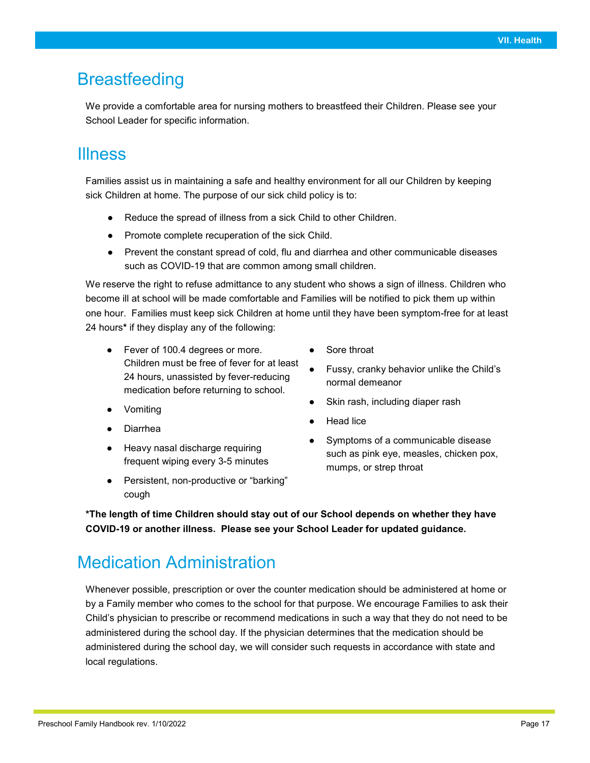# Breastfeeding

We provide a comfortable area for nursing mothers to breastfeed their Children. Please see your School Leader for specific information.

# Illness

Families assist us in maintaining a safe and healthy environment for all our Children by keeping sick Children at home. The purpose of our sick child policy is to:

- Reduce the spread of illness from a sick Child to other Children.
- Promote complete recuperation of the sick Child.
- Prevent the constant spread of cold, flu and diarrhea and other communicable diseases such as COVID-19 that are common among small children.

We reserve the right to refuse admittance to any student who shows a sign of illness. Children who become ill at school will be made comfortable and Families will be notified to pick them up within one hour. Families must keep sick Children at home until they have been symptom-free for at least 24 hours* if they display any of the following:

- Fever of 100.4 degrees or more. Children must be free of fever for at least 24 hours, unassisted by fever-reducing medication before returning to school.
- Vomiting
- Diarrhea
- Heavy nasal discharge requiring frequent wiping every 3-5 minutes
- Persistent, non-productive or "barking" cough
- Sore throat
- Fussy, cranky behavior unlike the Child's normal demeanor
- Skin rash, including diaper rash
- Head lice
- Symptoms of a communicable disease such as pink eye, measles, chicken pox, mumps, or strep throat

**\*The length of time Children should stay out of our School depends on whether they have COVID-19 or another illness. Please see your School Leader for updated guidance.**

# Medication Administration

Whenever possible, prescription or over the counter medication should be administered at home or by a Family member who comes to the school for that purpose. We encourage Families to ask their Child's physician to prescribe or recommend medications in such a way that they do not need to be administered during the school day. If the physician determines that the medication should be administered during the school day, we will consider such requests in accordance with state and local regulations.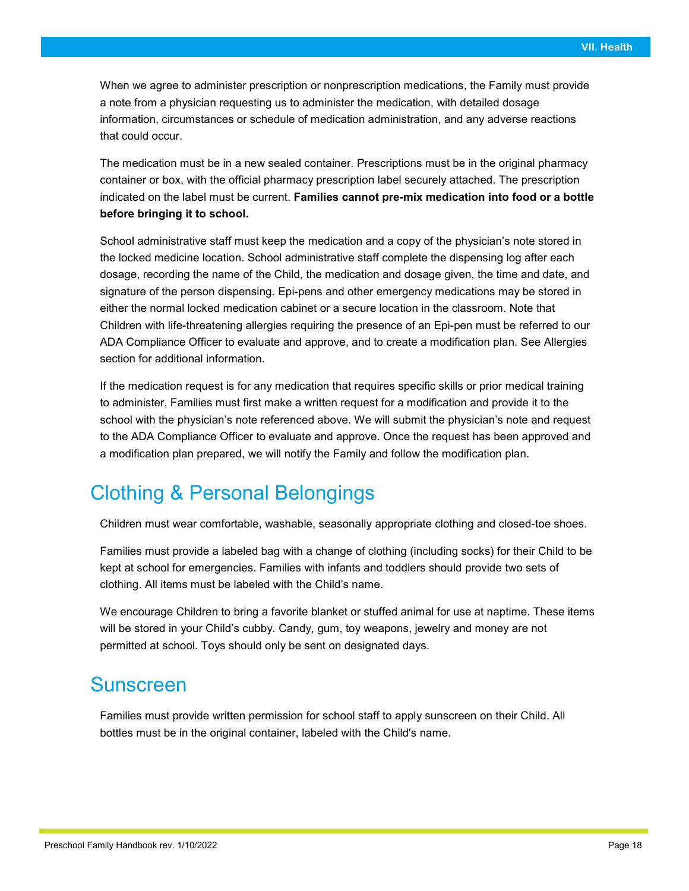When we agree to administer prescription or nonprescription medications, the Family must provide a note from a physician requesting us to administer the medication, with detailed dosage information, circumstances or schedule of medication administration, and any adverse reactions that could occur.

The medication must be in a new sealed container. Prescriptions must be in the original pharmacy container or box, with the official pharmacy prescription label securely attached. The prescription indicated on the label must be current. **Families cannot pre-mix medication into food or a bottle before bringing it to school.**

School administrative staff must keep the medication and a copy of the physician's note stored in the locked medicine location. School administrative staff complete the dispensing log after each dosage, recording the name of the Child, the medication and dosage given, the time and date, and signature of the person dispensing. Epi-pens and other emergency medications may be stored in either the normal locked medication cabinet or a secure location in the classroom. Note that Children with life-threatening allergies requiring the presence of an Epi-pen must be referred to our ADA Compliance Officer to evaluate and approve, and to create a modification plan. See Allergies section for additional information.

If the medication request is for any medication that requires specific skills or prior medical training to administer, Families must first make a written request for a modification and provide it to the school with the physician's note referenced above. We will submit the physician's note and request to the ADA Compliance Officer to evaluate and approve. Once the request has been approved and a modification plan prepared, we will notify the Family and follow the modification plan.

## Clothing & Personal Belongings

Children must wear comfortable, washable, seasonally appropriate clothing and closed-toe shoes.

Families must provide a labeled bag with a change of clothing (including socks) for their Child to be kept at school for emergencies. Families with infants and toddlers should provide two sets of clothing. All items must be labeled with the Child's name.

We encourage Children to bring a favorite blanket or stuffed animal for use at naptime. These items will be stored in your Child's cubby. Candy, gum, toy weapons, jewelry and money are not permitted at school. Toys should only be sent on designated days.

## Sunscreen

Families must provide written permission for school staff to apply sunscreen on their Child. All bottles must be in the original container, labeled with the Child's name.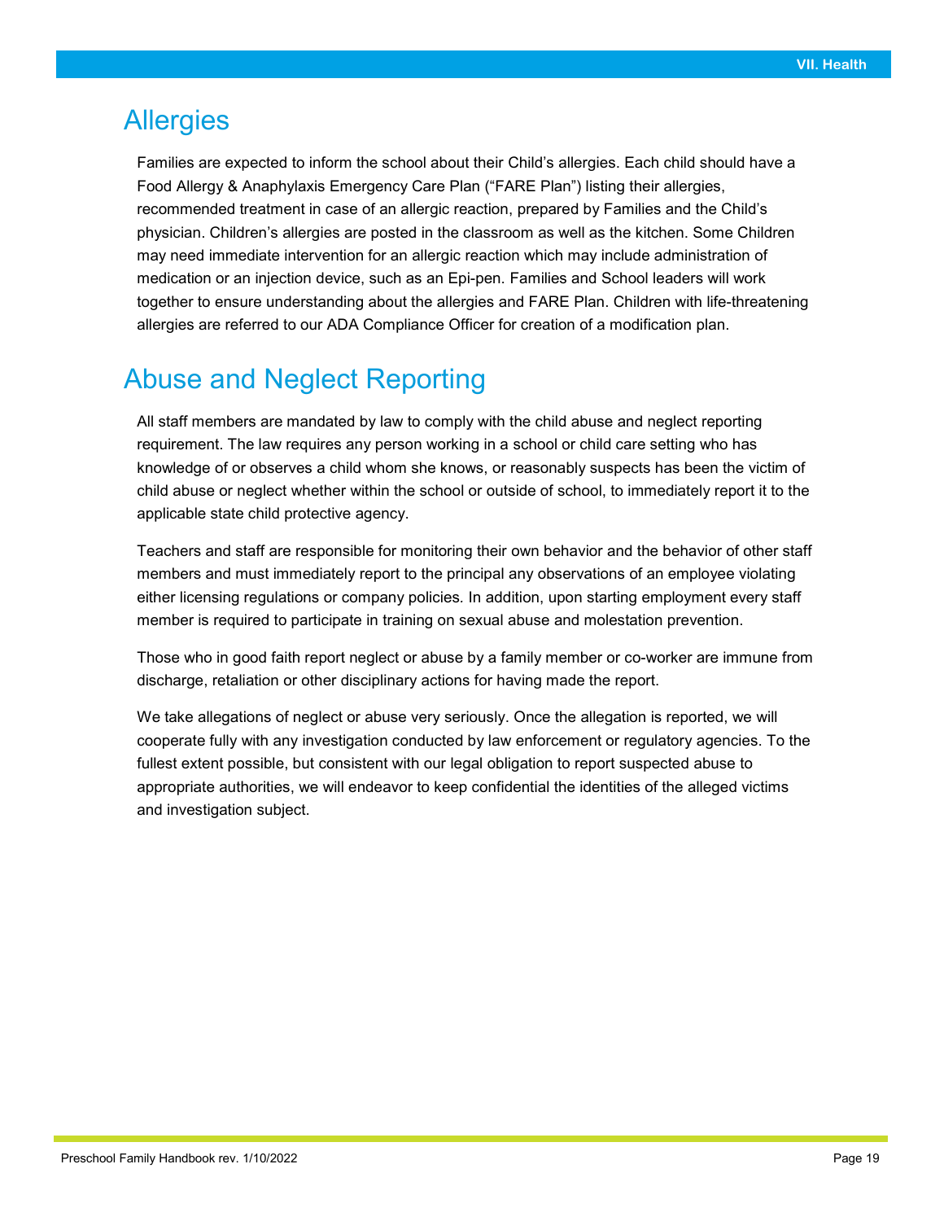## Allergies

Families are expected to inform the school about their Child's allergies. Each child should have a Food Allergy & Anaphylaxis Emergency Care Plan ("FARE Plan") listing their allergies, recommended treatment in case of an allergic reaction, prepared by Families and the Child's physician. Children's allergies are posted in the classroom as well as the kitchen. Some Children may need immediate intervention for an allergic reaction which may include administration of medication or an injection device, such as an Epi-pen. Families and School leaders will work together to ensure understanding about the allergies and FARE Plan. Children with life-threatening allergies are referred to our ADA Compliance Officer for creation of a modification plan.

## Abuse and Neglect Reporting

All staff members are mandated by law to comply with the child abuse and neglect reporting requirement. The law requires any person working in a school or child care setting who has knowledge of or observes a child whom she knows, or reasonably suspects has been the victim of child abuse or neglect whether within the school or outside of school, to immediately report it to the applicable state child protective agency.

Teachers and staff are responsible for monitoring their own behavior and the behavior of other staff members and must immediately report to the principal any observations of an employee violating either licensing regulations or company policies. In addition, upon starting employment every staff member is required to participate in training on sexual abuse and molestation prevention.

Those who in good faith report neglect or abuse by a family member or co-worker are immune from discharge, retaliation or other disciplinary actions for having made the report.

We take allegations of neglect or abuse very seriously. Once the allegation is reported, we will cooperate fully with any investigation conducted by law enforcement or regulatory agencies. To the fullest extent possible, but consistent with our legal obligation to report suspected abuse to appropriate authorities, we will endeavor to keep confidential the identities of the alleged victims and investigation subject.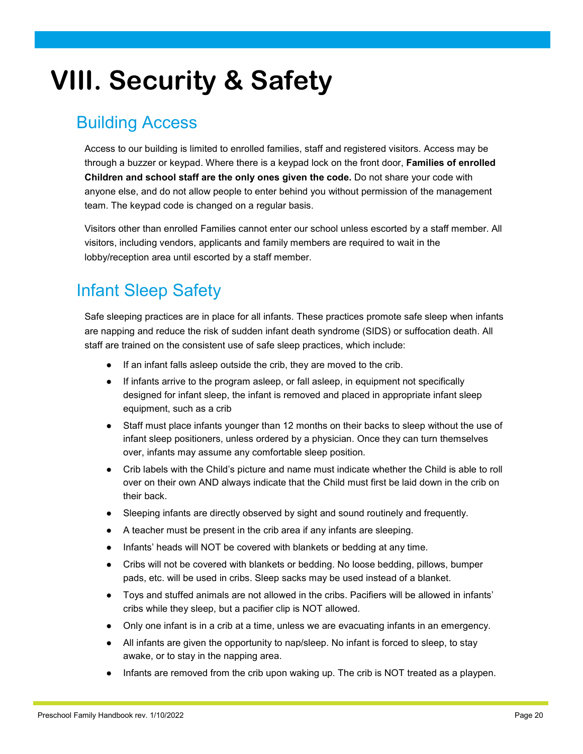# VIII. Security & Safety

## Building Access

Access to our building is limited to enrolled families, staff and registered visitors. Access may be through a buzzer or keypad. Where there is a keypad lock on the front door, **Families of enrolled Children and school staff are the only ones given the code.** Do not share your code with anyone else, and do not allow people to enter behind you without permission of the management team. The keypad code is changed on a regular basis.

Visitors other than enrolled Families cannot enter our school unless escorted by a staff member. All visitors, including vendors, applicants and family members are required to wait in the lobby/reception area until escorted by a staff member.

## Infant Sleep Safety

Safe sleeping practices are in place for all infants. These practices promote safe sleep when infants are napping and reduce the risk of sudden infant death syndrome (SIDS) or suffocation death. All staff are trained on the consistent use of safe sleep practices, which include:

- If an infant falls asleep outside the crib, they are moved to the crib.
- If infants arrive to the program asleep, or fall asleep, in equipment not specifically designed for infant sleep, the infant is removed and placed in appropriate infant sleep equipment, such as a crib
- Staff must place infants younger than 12 months on their backs to sleep without the use of infant sleep positioners, unless ordered by a physician. Once they can turn themselves over, infants may assume any comfortable sleep position.
- Crib labels with the Child's picture and name must indicate whether the Child is able to roll over on their own AND always indicate that the Child must first be laid down in the crib on their back.
- Sleeping infants are directly observed by sight and sound routinely and frequently.
- A teacher must be present in the crib area if any infants are sleeping.
- Infants' heads will NOT be covered with blankets or bedding at any time.
- Cribs will not be covered with blankets or bedding. No loose bedding, pillows, bumper pads, etc. will be used in cribs. Sleep sacks may be used instead of a blanket.
- Toys and stuffed animals are not allowed in the cribs. Pacifiers will be allowed in infants' cribs while they sleep, but a pacifier clip is NOT allowed.
- Only one infant is in a crib at a time, unless we are evacuating infants in an emergency.
- All infants are given the opportunity to nap/sleep. No infant is forced to sleep, to stay awake, or to stay in the napping area.
- Infants are removed from the crib upon waking up. The crib is NOT treated as a playpen.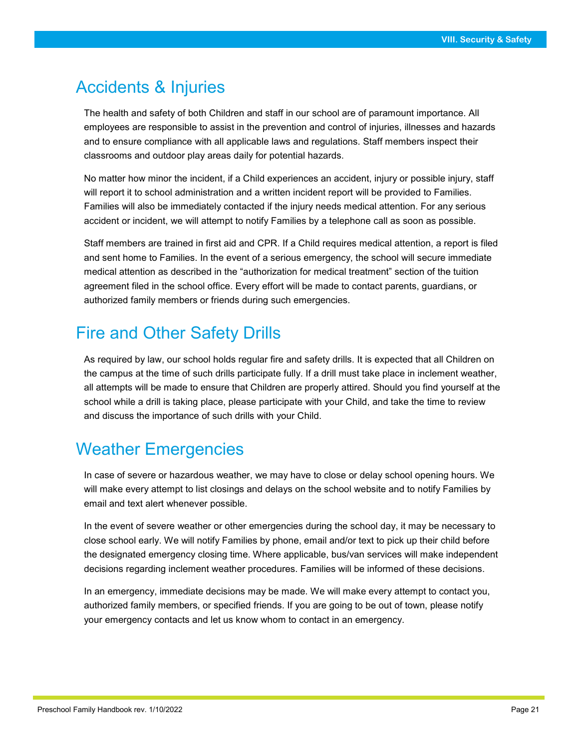## Accidents & Injuries

The health and safety of both Children and staff in our school are of paramount importance. All employees are responsible to assist in the prevention and control of injuries, illnesses and hazards and to ensure compliance with all applicable laws and regulations. Staff members inspect their classrooms and outdoor play areas daily for potential hazards.

No matter how minor the incident, if a Child experiences an accident, injury or possible injury, staff will report it to school administration and a written incident report will be provided to Families. Families will also be immediately contacted if the injury needs medical attention. For any serious accident or incident, we will attempt to notify Families by a telephone call as soon as possible.

Staff members are trained in first aid and CPR. If a Child requires medical attention, a report is filed and sent home to Families. In the event of a serious emergency, the school will secure immediate medical attention as described in the "authorization for medical treatment" section of the tuition agreement filed in the school office. Every effort will be made to contact parents, guardians, or authorized family members or friends during such emergencies.

## Fire and Other Safety Drills

As required by law, our school holds regular fire and safety drills. It is expected that all Children on the campus at the time of such drills participate fully. If a drill must take place in inclement weather, all attempts will be made to ensure that Children are properly attired. Should you find yourself at the school while a drill is taking place, please participate with your Child, and take the time to review and discuss the importance of such drills with your Child.

## Weather Emergencies

In case of severe or hazardous weather, we may have to close or delay school opening hours. We will make every attempt to list closings and delays on the school website and to notify Families by email and text alert whenever possible.

In the event of severe weather or other emergencies during the school day, it may be necessary to close school early. We will notify Families by phone, email and/or text to pick up their child before the designated emergency closing time. Where applicable, bus/van services will make independent decisions regarding inclement weather procedures. Families will be informed of these decisions.

In an emergency, immediate decisions may be made. We will make every attempt to contact you, authorized family members, or specified friends. If you are going to be out of town, please notify your emergency contacts and let us know whom to contact in an emergency.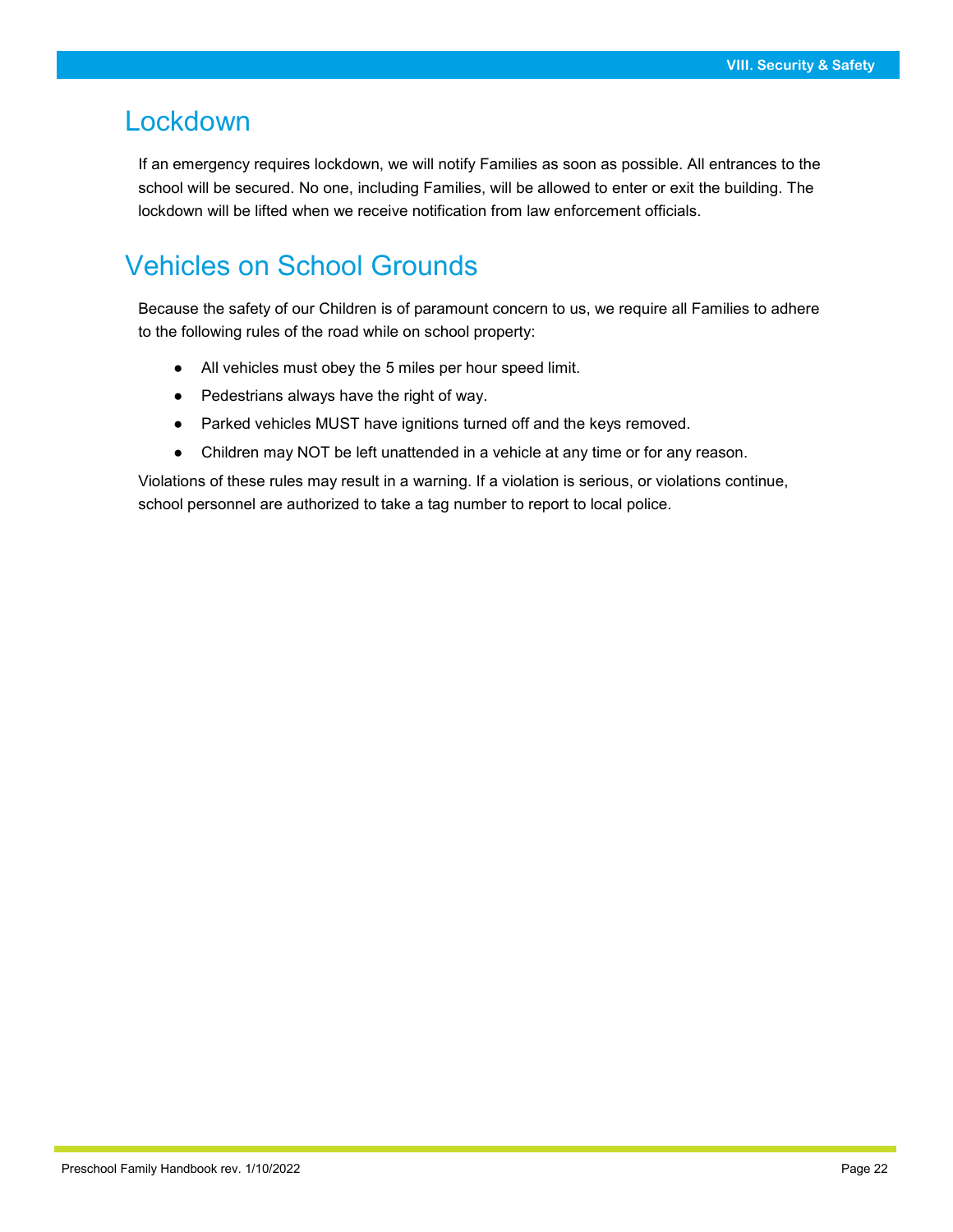## Lockdown

If an emergency requires lockdown, we will notify Families as soon as possible. All entrances to the school will be secured. No one, including Families, will be allowed to enter or exit the building. The lockdown will be lifted when we receive notification from law enforcement officials.

## Vehicles on School Grounds

Because the safety of our Children is of paramount concern to us, we require all Families to adhere to the following rules of the road while on school property:

- All vehicles must obey the 5 miles per hour speed limit.
- Pedestrians always have the right of way.
- Parked vehicles MUST have ignitions turned off and the keys removed.
- Children may NOT be left unattended in a vehicle at any time or for any reason.

Violations of these rules may result in a warning. If a violation is serious, or violations continue, school personnel are authorized to take a tag number to report to local police.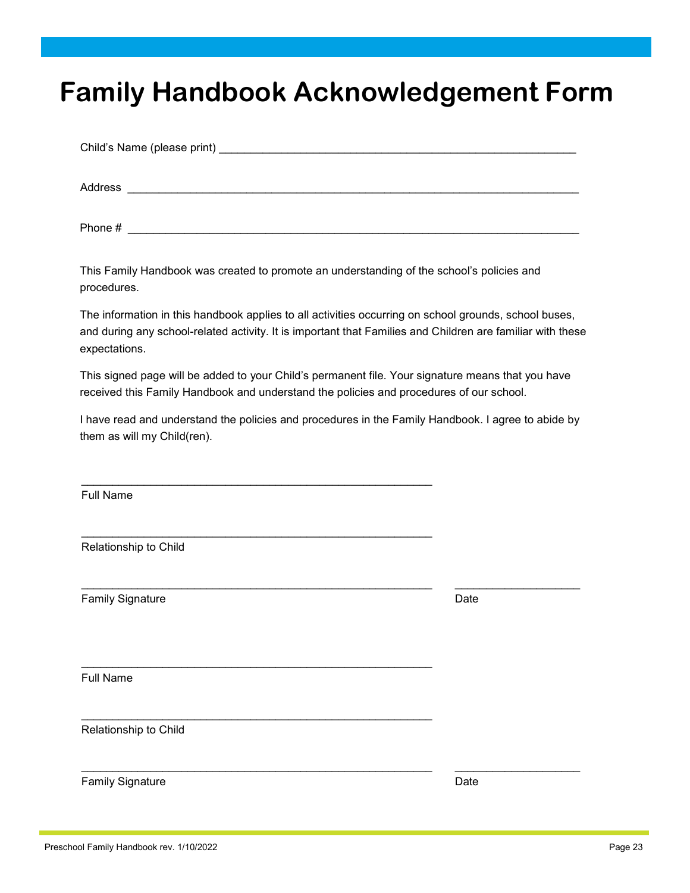# Family Handbook Acknowledgement Form

Child's Name (please print) ___________________________________________________________

Address ___________________________________________________________________________

Phone # ___________________________________________________________________________

This Family Handbook was created to promote an understanding of the school's policies and procedures.

The information in this handbook applies to all activities occurring on school grounds, school buses, and during any school-related activity. It is important that Families and Children are familiar with these expectations.

This signed page will be added to your Child's permanent file. Your signature means that you have received this Family Handbook and understand the policies and procedures of our school.

I have read and understand the policies and procedures in the Family Handbook. I agree to abide by them as will my Child(ren).

___________________________________________________________
Full Name

___________________________________________________________
Relationship to Child

___________________________________________________________ ____________________
Family Signature Date

___________________________________________________________
Full Name

___________________________________________________________
Relationship to Child

___________________________________________________________ ____________________
Family Signature Date